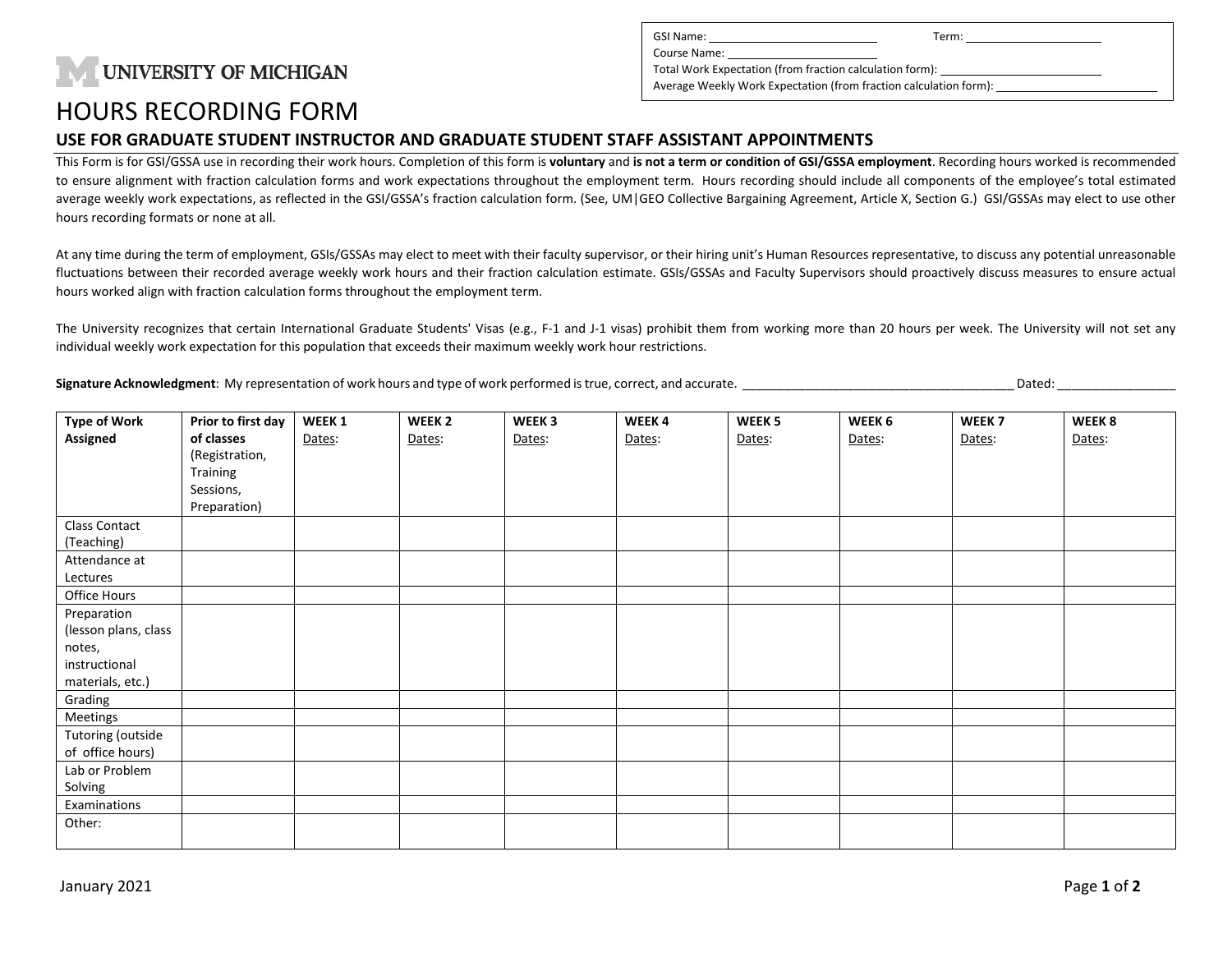UNIVERSITY OF MICHIGAN

GSI Name: ____________________ Term: ____________________
Course Name: ____________________
Total Work Expectation (from fraction calculation form): ____________________
Average Weekly Work Expectation (from fraction calculation form): ____________________

# HOURS RECORDING FORM

## USE FOR GRADUATE STUDENT INSTRUCTOR AND GRADUATE STUDENT STAFF ASSISTANT APPOINTMENTS

This Form is for GSI/GSSA use in recording their work hours. Completion of this form is **voluntary** and **is not a term or condition of GSI/GSSA employment**. Recording hours worked is recommended to ensure alignment with fraction calculation forms and work expectations throughout the employment term. Hours recording should include all components of the employee's total estimated average weekly work expectations, as reflected in the GSI/GSSA's fraction calculation form. (See, UM|GEO Collective Bargaining Agreement, Article X, Section G.) GSI/GSSAs may elect to use other hours recording formats or none at all.

At any time during the term of employment, GSIs/GSSAs may elect to meet with their faculty supervisor, or their hiring unit's Human Resources representative, to discuss any potential unreasonable fluctuations between their recorded average weekly work hours and their fraction calculation estimate. GSIs/GSSAs and Faculty Supervisors should proactively discuss measures to ensure actual hours worked align with fraction calculation forms throughout the employment term.

The University recognizes that certain International Graduate Students' Visas (e.g., F-1 and J-1 visas) prohibit them from working more than 20 hours per week. The University will not set any individual weekly work expectation for this population that exceeds their maximum weekly work hour restrictions.

**Signature Acknowledgment**: My representation of work hours and type of work performed is true, correct, and accurate. ________________________________________ Dated: _________________

| **Type of Work Assigned** | **Prior to first day of classes** (Registration, Training Sessions, Preparation) | **WEEK 1** Dates: | **WEEK 2** Dates: | **WEEK 3** Dates: | **WEEK 4** Dates: | **WEEK 5** Dates: | **WEEK 6** Dates: | **WEEK 7** Dates: | **WEEK 8** Dates: |
|---|---|---|---|---|---|---|---|---|---|
| Class Contact (Teaching) | | | | | | | | | |
| Attendance at Lectures | | | | | | | | | |
| Office Hours | | | | | | | | | |
| Preparation (lesson plans, class notes, instructional materials, etc.) | | | | | | | | | |
| Grading | | | | | | | | | |
| Meetings | | | | | | | | | |
| Tutoring (outside of office hours) | | | | | | | | | |
| Lab or Problem Solving | | | | | | | | | |
| Examinations | | | | | | | | | |
| Other: | | | | | | | | | |

January 2021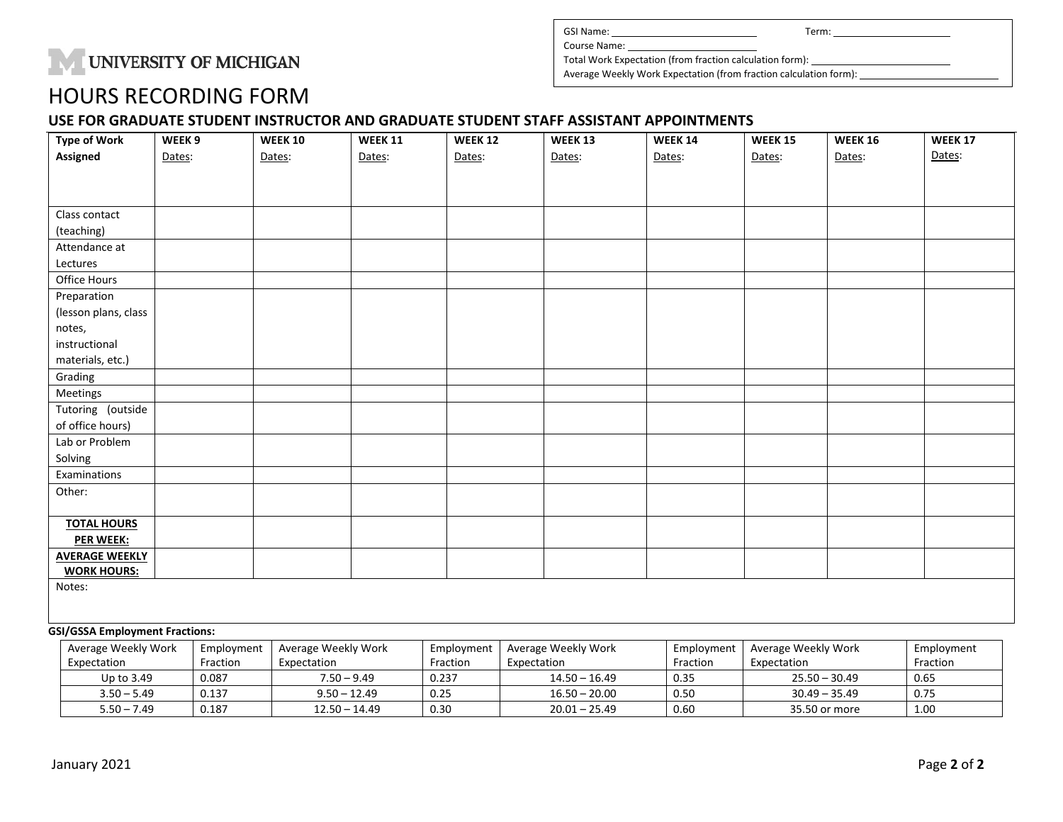UNIVERSITY OF MICHIGAN

GSI Name: ____________________ Term: ____________________

Course Name: ____________________

Total Work Expectation (from fraction calculation form): ____________________

Average Weekly Work Expectation (from fraction calculation form): ____________________

# HOURS RECORDING FORM

## USE FOR GRADUATE STUDENT INSTRUCTOR AND GRADUATE STUDENT STAFF ASSISTANT APPOINTMENTS

| Type of Work Assigned | WEEK 9 Dates: | WEEK 10 Dates: | WEEK 11 Dates: | WEEK 12 Dates: | WEEK 13 Dates: | WEEK 14 Dates: | WEEK 15 Dates: | WEEK 16 Dates: | WEEK 17 Dates: |
|---|---|---|---|---|---|---|---|---|---|
| Class contact (teaching) | | | | | | | | | |
| Attendance at Lectures | | | | | | | | | |
| Office Hours | | | | | | | | | |
| Preparation (lesson plans, class notes, instructional materials, etc.) | | | | | | | | | |
| Grading | | | | | | | | | |
| Meetings | | | | | | | | | |
| Tutoring (outside of office hours) | | | | | | | | | |
| Lab or Problem Solving | | | | | | | | | |
| Examinations | | | | | | | | | |
| Other: | | | | | | | | | |
| **TOTAL HOURS PER WEEK:** | | | | | | | | | |
| **AVERAGE WEEKLY WORK HOURS:** | | | | | | | | | |

Notes:

**GSI/GSSA Employment Fractions:**

| Average Weekly Work Expectation | Employment Fraction | Average Weekly Work Expectation | Employment Fraction | Average Weekly Work Expectation | Employment Fraction | Average Weekly Work Expectation | Employment Fraction |
|---|---|---|---|---|---|---|---|
| Up to 3.49 | 0.087 | 7.50 – 9.49 | 0.237 | 14.50 – 16.49 | 0.35 | 25.50 – 30.49 | 0.65 |
| 3.50 – 5.49 | 0.137 | 9.50 – 12.49 | 0.25 | 16.50 – 20.00 | 0.50 | 30.49 – 35.49 | 0.75 |
| 5.50 – 7.49 | 0.187 | 12.50 – 14.49 | 0.30 | 20.01 – 25.49 | 0.60 | 35.50 or more | 1.00 |

January 2021